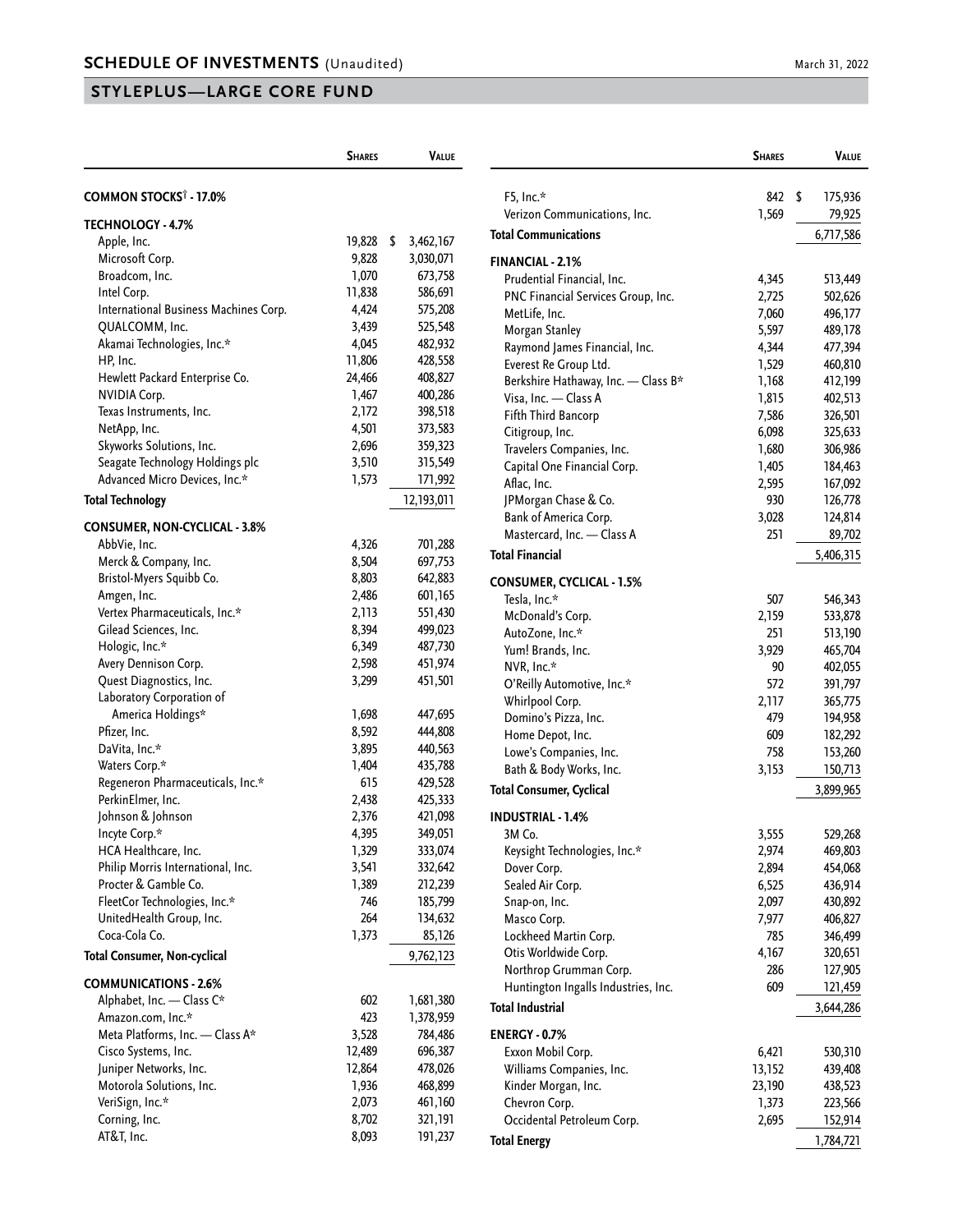# SCHEDULE OF INVESTMENTS (Unaudited)

March 31, 2022

## STYLEPLUS—LARGE CORE FUND

| | Shares | Value |
|---|---|---|
| **COMMON STOCKS† - 17.0%** | | |
| **TECHNOLOGY - 4.7%** | | |
| Apple, Inc. | 19,828 | $ 3,462,167 |
| Microsoft Corp. | 9,828 | 3,030,071 |
| Broadcom, Inc. | 1,070 | 673,758 |
| Intel Corp. | 11,838 | 586,691 |
| International Business Machines Corp. | 4,424 | 575,208 |
| QUALCOMM, Inc. | 3,439 | 525,548 |
| Akamai Technologies, Inc.* | 4,045 | 482,932 |
| HP, Inc. | 11,806 | 428,558 |
| Hewlett Packard Enterprise Co. | 24,466 | 408,827 |
| NVIDIA Corp. | 1,467 | 400,286 |
| Texas Instruments, Inc. | 2,172 | 398,518 |
| NetApp, Inc. | 4,501 | 373,583 |
| Skyworks Solutions, Inc. | 2,696 | 359,323 |
| Seagate Technology Holdings plc | 3,510 | 315,549 |
| Advanced Micro Devices, Inc.* | 1,573 | 171,992 |
| **Total Technology** | | 12,193,011 |
| **CONSUMER, NON-CYCLICAL - 3.8%** | | |
| AbbVie, Inc. | 4,326 | 701,288 |
| Merck & Company, Inc. | 8,504 | 697,753 |
| Bristol-Myers Squibb Co. | 8,803 | 642,883 |
| Amgen, Inc. | 2,486 | 601,165 |
| Vertex Pharmaceuticals, Inc.* | 2,113 | 551,430 |
| Gilead Sciences, Inc. | 8,394 | 499,023 |
| Hologic, Inc.* | 6,349 | 487,730 |
| Avery Dennison Corp. | 2,598 | 451,974 |
| Quest Diagnostics, Inc. | 3,299 | 451,501 |
| Laboratory Corporation of America Holdings* | 1,698 | 447,695 |
| Pfizer, Inc. | 8,592 | 444,808 |
| DaVita, Inc.* | 3,895 | 440,563 |
| Waters Corp.* | 1,404 | 435,788 |
| Regeneron Pharmaceuticals, Inc.* | 615 | 429,528 |
| PerkinElmer, Inc. | 2,438 | 425,333 |
| Johnson & Johnson | 2,376 | 421,098 |
| Incyte Corp.* | 4,395 | 349,051 |
| HCA Healthcare, Inc. | 1,329 | 333,074 |
| Philip Morris International, Inc. | 3,541 | 332,642 |
| Procter & Gamble Co. | 1,389 | 212,239 |
| FleetCor Technologies, Inc.* | 746 | 185,799 |
| UnitedHealth Group, Inc. | 264 | 134,632 |
| Coca-Cola Co. | 1,373 | 85,126 |
| **Total Consumer, Non-cyclical** | | 9,762,123 |
| **COMMUNICATIONS - 2.6%** | | |
| Alphabet, Inc. — Class C* | 602 | 1,681,380 |
| Amazon.com, Inc.* | 423 | 1,378,959 |
| Meta Platforms, Inc. — Class A* | 3,528 | 784,486 |
| Cisco Systems, Inc. | 12,489 | 696,387 |
| Juniper Networks, Inc. | 12,864 | 478,026 |
| Motorola Solutions, Inc. | 1,936 | 468,899 |
| VeriSign, Inc.* | 2,073 | 461,160 |
| Corning, Inc. | 8,702 | 321,191 |
| AT&T, Inc. | 8,093 | 191,237 |
| F5, Inc.* | 842 | $ 175,936 |
| Verizon Communications, Inc. | 1,569 | 79,925 |
| **Total Communications** | | 6,717,586 |
| **FINANCIAL - 2.1%** | | |
| Prudential Financial, Inc. | 4,345 | 513,449 |
| PNC Financial Services Group, Inc. | 2,725 | 502,626 |
| MetLife, Inc. | 7,060 | 496,177 |
| Morgan Stanley | 5,597 | 489,178 |
| Raymond James Financial, Inc. | 4,344 | 477,394 |
| Everest Re Group Ltd. | 1,529 | 460,810 |
| Berkshire Hathaway, Inc. — Class B* | 1,168 | 412,199 |
| Visa, Inc. — Class A | 1,815 | 402,513 |
| Fifth Third Bancorp | 7,586 | 326,501 |
| Citigroup, Inc. | 6,098 | 325,633 |
| Travelers Companies, Inc. | 1,680 | 306,986 |
| Capital One Financial Corp. | 1,405 | 184,463 |
| Aflac, Inc. | 2,595 | 167,092 |
| JPMorgan Chase & Co. | 930 | 126,778 |
| Bank of America Corp. | 3,028 | 124,814 |
| Mastercard, Inc. — Class A | 251 | 89,702 |
| **Total Financial** | | 5,406,315 |
| **CONSUMER, CYCLICAL - 1.5%** | | |
| Tesla, Inc.* | 507 | 546,343 |
| McDonald's Corp. | 2,159 | 533,878 |
| AutoZone, Inc.* | 251 | 513,190 |
| Yum! Brands, Inc. | 3,929 | 465,704 |
| NVR, Inc.* | 90 | 402,055 |
| O'Reilly Automotive, Inc.* | 572 | 391,797 |
| Whirlpool Corp. | 2,117 | 365,775 |
| Domino's Pizza, Inc. | 479 | 194,958 |
| Home Depot, Inc. | 609 | 182,292 |
| Lowe's Companies, Inc. | 758 | 153,260 |
| Bath & Body Works, Inc. | 3,153 | 150,713 |
| **Total Consumer, Cyclical** | | 3,899,965 |
| **INDUSTRIAL - 1.4%** | | |
| 3M Co. | 3,555 | 529,268 |
| Keysight Technologies, Inc.* | 2,974 | 469,803 |
| Dover Corp. | 2,894 | 454,068 |
| Sealed Air Corp. | 6,525 | 436,914 |
| Snap-on, Inc. | 2,097 | 430,892 |
| Masco Corp. | 7,977 | 406,827 |
| Lockheed Martin Corp. | 785 | 346,499 |
| Otis Worldwide Corp. | 4,167 | 320,651 |
| Northrop Grumman Corp. | 286 | 127,905 |
| Huntington Ingalls Industries, Inc. | 609 | 121,459 |
| **Total Industrial** | | 3,644,286 |
| **ENERGY - 0.7%** | | |
| Exxon Mobil Corp. | 6,421 | 530,310 |
| Williams Companies, Inc. | 13,152 | 439,408 |
| Kinder Morgan, Inc. | 23,190 | 438,523 |
| Chevron Corp. | 1,373 | 223,566 |
| Occidental Petroleum Corp. | 2,695 | 152,914 |
| **Total Energy** | | 1,784,721 |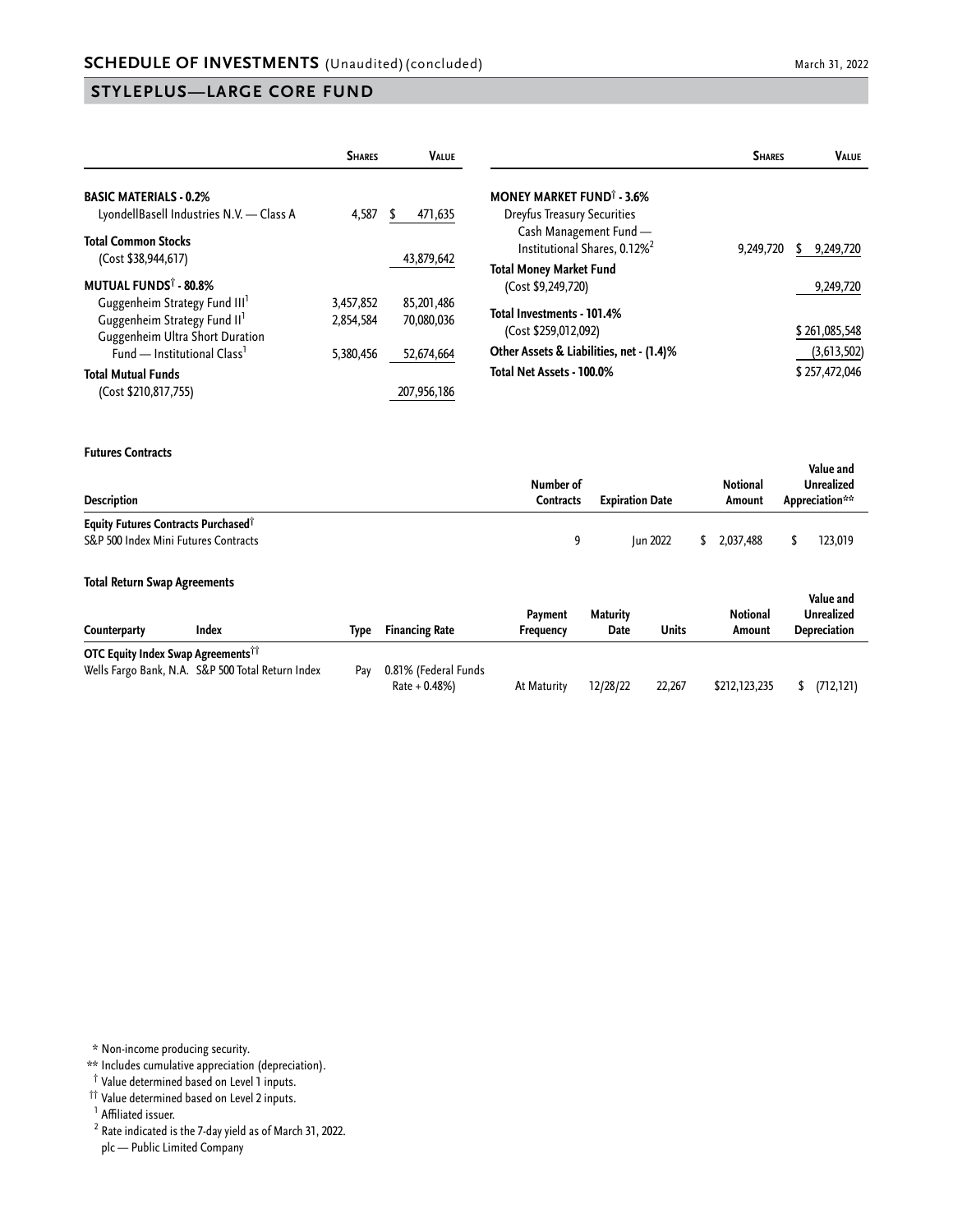## SCHEDULE OF INVESTMENTS (Unaudited) (concluded)

## STYLEPLUS—LARGE CORE FUND

| | Shares | Value |
|---|---|---|
| **BASIC MATERIALS - 0.2%** | | |
| LyondellBasell Industries N.V. — Class A | 4,587 | $ 471,635 |
| **Total Common Stocks** (Cost $38,944,617) | | 43,879,642 |
| **MUTUAL FUNDS† - 80.8%** | | |
| Guggenheim Strategy Fund III[1] | 3,457,852 | 85,201,486 |
| Guggenheim Strategy Fund II[1] | 2,854,584 | 70,080,036 |
| Guggenheim Ultra Short Duration Fund — Institutional Class[1] | 5,380,456 | 52,674,664 |
| **Total Mutual Funds** (Cost $210,817,755) | | 207,956,186 |
| **MONEY MARKET FUND† - 3.6%** | | |
| Dreyfus Treasury Securities Cash Management Fund — Institutional Shares, 0.12%[2] | 9,249,720 | $ 9,249,720 |
| **Total Money Market Fund** (Cost $9,249,720) | | 9,249,720 |
| **Total Investments - 101.4%** (Cost $259,012,092) | | $ 261,085,548 |
| **Other Assets & Liabilities, net - (1.4)%** | | (3,613,502) |
| **Total Net Assets - 100.0%** | | $ 257,472,046 |

**Futures Contracts**

| Description | Number of Contracts | Expiration Date | Notional Amount | Value and Unrealized Appreciation** |
|---|---|---|---|---|
| **Equity Futures Contracts Purchased†** | | | | |
| S&P 500 Index Mini Futures Contracts | 9 | Jun 2022 | $ 2,037,488 | $ 123,019 |

**Total Return Swap Agreements**

| Counterparty | Index | Type | Financing Rate | Payment Frequency | Maturity Date | Units | Notional Amount | Value and Unrealized Depreciation |
|---|---|---|---|---|---|---|---|---|
| **OTC Equity Index Swap Agreements††** | | | | | | | | |
| Wells Fargo Bank, N.A. | S&P 500 Total Return Index | Pay | 0.81% (Federal Funds Rate + 0.48%) | At Maturity | 12/28/22 | 22,267 | $212,123,235 | $ (712,121) |

\* Non-income producing security.
** Includes cumulative appreciation (depreciation).
† Value determined based on Level 1 inputs.
†† Value determined based on Level 2 inputs.
[1] Affiliated issuer.
[2] Rate indicated is the 7-day yield as of March 31, 2022.
plc — Public Limited Company